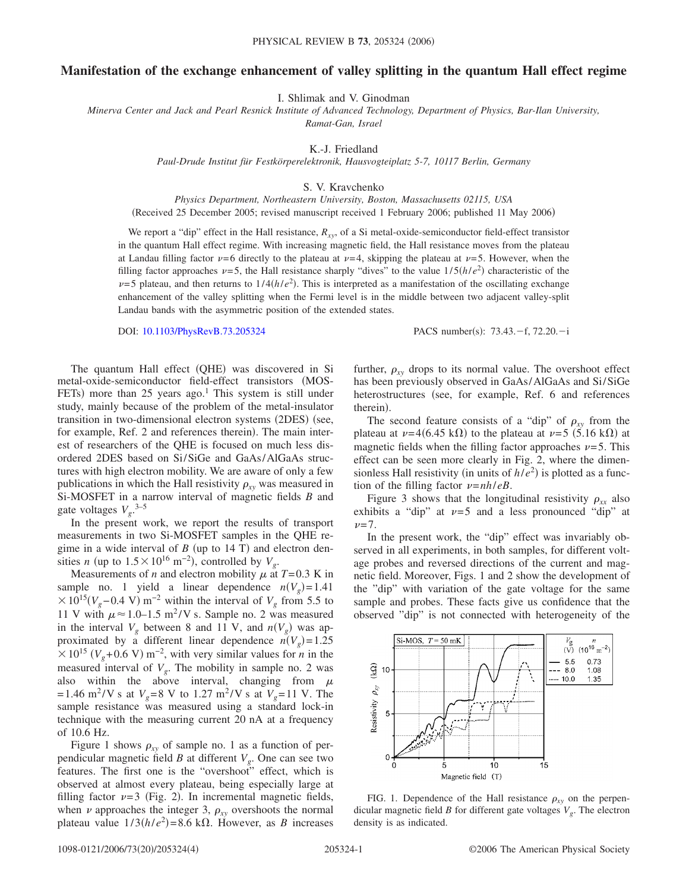# Manifestation of the exchange enhancement of valley splitting in the quantum Hall effect regime

I. Shlimak and V. Ginodman

*Minerva Center and Jack and Pearl Resnick Institute of Advanced Technology, Department of Physics, Bar-Ilan University, Ramat-Gan, Israel*

K.-J. Friedland

*Paul-Drude Institut für Festkörperelektronik, Hausvogteiplatz 5-7, 10117 Berlin, Germany*

S. V. Kravchenko

*Physics Department, Northeastern University, Boston, Massachusetts 02115, USA*

(Received 25 December 2005; revised manuscript received 1 February 2006; published 11 May 2006)

We report a "dip" effect in the Hall resistance, $R_{xy}$, of a Si metal-oxide-semiconductor field-effect transistor in the quantum Hall effect regime. With increasing magnetic field, the Hall resistance moves from the plateau at Landau filling factor $\nu=6$ directly to the plateau at $\nu=4$, skipping the plateau at $\nu=5$. However, when the filling factor approaches $\nu=5$, the Hall resistance sharply "dives" to the value $1/5(h/e^2)$ characteristic of the $\nu=5$ plateau, and then returns to $1/4(h/e^2)$. This is interpreted as a manifestation of the oscillating exchange enhancement of the valley splitting when the Fermi level is in the middle between two adjacent valley-split Landau bands with the asymmetric position of the extended states.

DOI: 10.1103/PhysRevB.73.205324

PACS number(s): 73.43.−f, 72.20.−i

The quantum Hall effect (QHE) was discovered in Si metal-oxide-semiconductor field-effect transistors (MOSFETs) more than 25 years ago.[1] This system is still under study, mainly because of the problem of the metal-insulator transition in two-dimensional electron systems (2DES) (see, for example, Ref. 2 and references therein). The main interest of researchers of the QHE is focused on much less disordered 2DES based on Si/SiGe and GaAs/AlGaAs structures with high electron mobility. We are aware of only a few publications in which the Hall resistivity $\rho_{xy}$ was measured in Si-MOSFET in a narrow interval of magnetic fields $B$ and gate voltages $V_g$.[3–5]

In the present work, we report the results of transport measurements in two Si-MOSFET samples in the QHE regime in a wide interval of $B$ (up to 14 T) and electron densities $n$ (up to $1.5\times10^{16}$ m$^{-2}$), controlled by $V_g$.

Measurements of $n$ and electron mobility $\mu$ at $T=0.3$ K in sample no. 1 yield a linear dependence $n(V_g)=1.41\times10^{15}(V_g-0.4\text{ V})$ m$^{-2}$ within the interval of $V_g$ from 5.5 to 11 V with $\mu\approx1.0$–$1.5$ m$^2$/V s. Sample no. 2 was measured in the interval $V_g$ between 8 and 11 V, and $n(V_g)$ was approximated by a different linear dependence $n(V_g)=1.25\times10^{15}(V_g+0.6\text{ V})$ m$^{-2}$, with very similar values for $n$ in the measured interval of $V_g$. The mobility in sample no. 2 was also within the above interval, changing from $\mu=1.46$ m$^2$/V s at $V_g=8$ V to 1.27 m$^2$/V s at $V_g=11$ V. The sample resistance was measured using a standard lock-in technique with the measuring current 20 nA at a frequency of 10.6 Hz.

Figure 1 shows $\rho_{xy}$ of sample no. 1 as a function of perpendicular magnetic field $B$ at different $V_g$. One can see two features. The first one is the "overshoot" effect, which is observed at almost every plateau, being especially large at filling factor $\nu=3$ (Fig. 2). In incremental magnetic fields, when $\nu$ approaches the integer 3, $\rho_{xy}$ overshoots the normal plateau value $1/3(h/e^2)=8.6$ kΩ. However, as $B$ increases further, $\rho_{xy}$ drops to its normal value. The overshoot effect has been previously observed in GaAs/AlGaAs and Si/SiGe heterostructures (see, for example, Ref. 6 and references therein).

The second feature consists of a "dip" of $\rho_{xy}$ from the plateau at $\nu=4$(6.45 kΩ) to the plateau at $\nu=5$ (5.16 kΩ) at magnetic fields when the filling factor approaches $\nu=5$. This effect can be seen more clearly in Fig. 2, where the dimensionless Hall resistivity (in units of $h/e^2$) is plotted as a function of the filling factor $\nu=nh/eB$.

Figure 3 shows that the longitudinal resistivity $\rho_{xx}$ also exhibits a "dip" at $\nu=5$ and a less pronounced "dip" at $\nu=7$.

In the present work, the "dip" effect was invariably observed in all experiments, in both samples, for different voltage probes and reversed directions of the current and magnetic field. Moreover, Figs. 1 and 2 show the development of the "dip" with variation of the gate voltage for the same sample and probes. These facts give us confidence that the observed "dip" is not connected with heterogeneity of the

FIG. 1. Dependence of the Hall resistance $\rho_{xy}$ on the perpendicular magnetic field $B$ for different gate voltages $V_g$. The electron density is as indicated.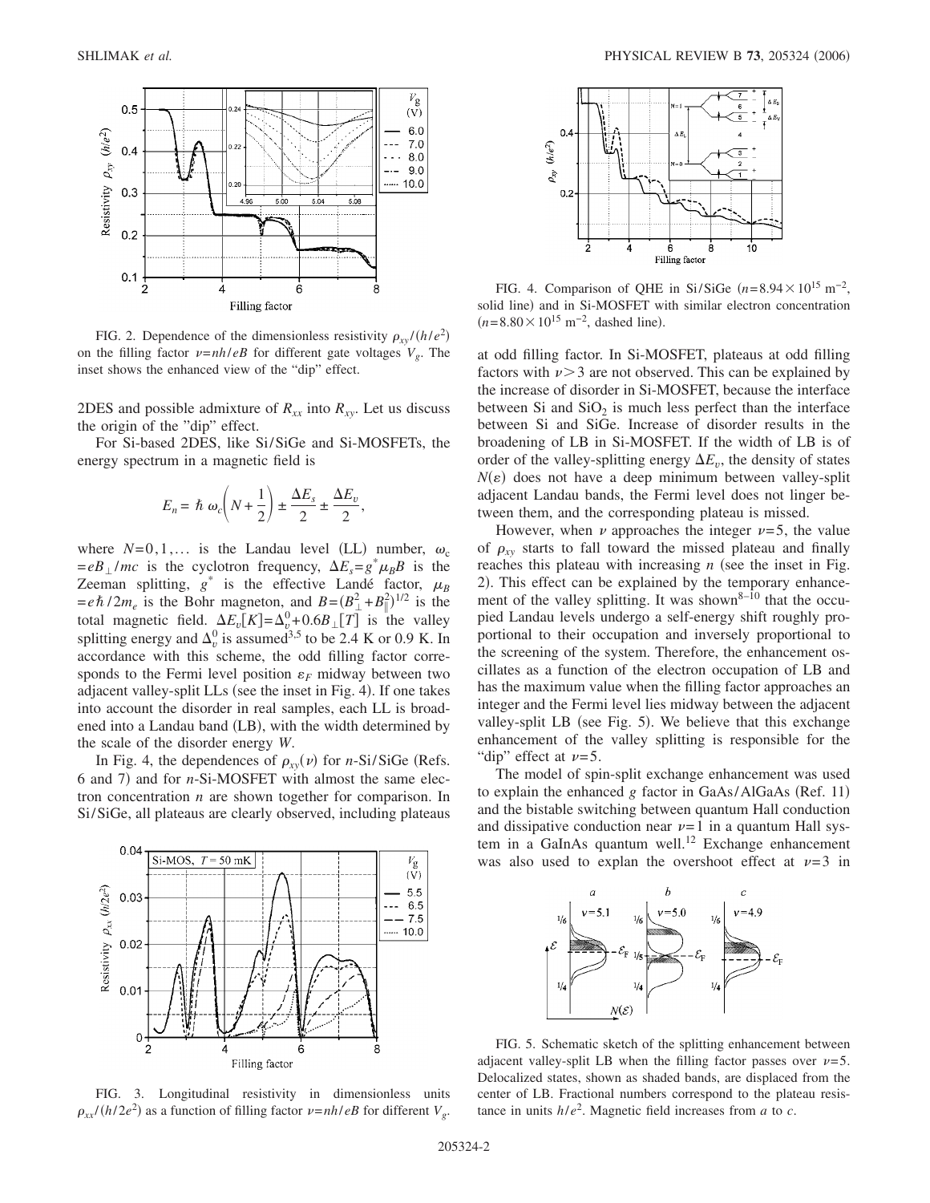FIG. 2. Dependence of the dimensionless resistivity $\rho_{xy}/(h/e^2)$ on the filling factor $\nu=nh/eB$ for different gate voltages $V_g$. The inset shows the enhanced view of the "dip" effect.

2DES and possible admixture of $R_{xx}$ into $R_{xy}$. Let us discuss the origin of the "dip" effect.

For Si-based 2DES, like Si/SiGe and Si-MOSFETs, the energy spectrum in a magnetic field is

$$E_n = \hbar\,\omega_c\left(N+\frac{1}{2}\right) \pm \frac{\Delta E_s}{2} \pm \frac{\Delta E_v}{2},$$

where $N=0,1,\ldots$ is the Landau level (LL) number, $\omega_c = eB_\perp/mc$ is the cyclotron frequency, $\Delta E_s = g^*\mu_B B$ is the Zeeman splitting, $g^*$ is the effective Landé factor, $\mu_B = e\hbar/2m_e$ is the Bohr magneton, and $B=(B_\perp^2+B_\parallel^2)^{1/2}$ is the total magnetic field. $\Delta E_v[K]=\Delta_v^0+0.6B_\perp[T]$ is the valley splitting energy and $\Delta_v^0$ is assumed[3,5] to be 2.4 K or 0.9 K. In accordance with this scheme, the odd filling factor corresponds to the Fermi level position $\varepsilon_F$ midway between two adjacent valley-split LLs (see the inset in Fig. 4). If one takes into account the disorder in real samples, each LL is broadened into a Landau band (LB), with the width determined by the scale of the disorder energy $W$.

In Fig. 4, the dependences of $\rho_{xy}(\nu)$ for $n$-Si/SiGe (Refs. 6 and 7) and for $n$-Si-MOSFET with almost the same electron concentration $n$ are shown together for comparison. In Si/SiGe, all plateaus are clearly observed, including plateaus at odd filling factor. In Si-MOSFET, plateaus at odd filling factors with $\nu>3$ are not observed. This can be explained by the increase of disorder in Si-MOSFET, because the interface between Si and $SiO_2$ is much less perfect than the interface between Si and SiGe. Increase of disorder results in the broadening of LB in Si-MOSFET. If the width of LB is of order of the valley-splitting energy $\Delta E_v$, the density of states $N(\varepsilon)$ does not have a deep minimum between valley-split adjacent Landau bands, the Fermi level does not linger between them, and the corresponding plateau is missed.

However, when $\nu$ approaches the integer $\nu=5$, the value of $\rho_{xy}$ starts to fall toward the missed plateau and finally reaches this plateau with increasing $n$ (see the inset in Fig. 2). This effect can be explained by the temporary enhancement of the valley splitting. It was shown[8–10] that the occupied Landau levels undergo a self-energy shift roughly proportional to their occupation and inversely proportional to the screening of the system. Therefore, the enhancement oscillates as a function of the electron occupation of LB and has the maximum value when the filling factor approaches an integer and the Fermi level lies midway between the adjacent valley-split LB (see Fig. 5). We believe that this exchange enhancement of the valley splitting is responsible for the "dip" effect at $\nu=5$.

The model of spin-split exchange enhancement was used to explain the enhanced $g$ factor in GaAs/AlGaAs (Ref. 11) and the bistable switching between quantum Hall conduction and dissipative conduction near $\nu=1$ in a quantum Hall system in a GaInAs quantum well.[12] Exchange enhancement was also used to explan the overshoot effect at $\nu=3$ in

FIG. 3. Longitudinal resistivity in dimensionless units $\rho_{xx}/(h/2e^2)$ as a function of filling factor $\nu=nh/eB$ for different $V_g$.

FIG. 4. Comparison of QHE in Si/SiGe ($n=8.94\times10^{15}$ m$^{-2}$, solid line) and in Si-MOSFET with similar electron concentration ($n=8.80\times10^{15}$ m$^{-2}$, dashed line).

FIG. 5. Schematic sketch of the splitting enhancement between adjacent valley-split LB when the filling factor passes over $\nu=5$. Delocalized states, shown as shaded bands, are displaced from the center of LB. Fractional numbers correspond to the plateau resistance in units $h/e^2$. Magnetic field increases from $a$ to $c$.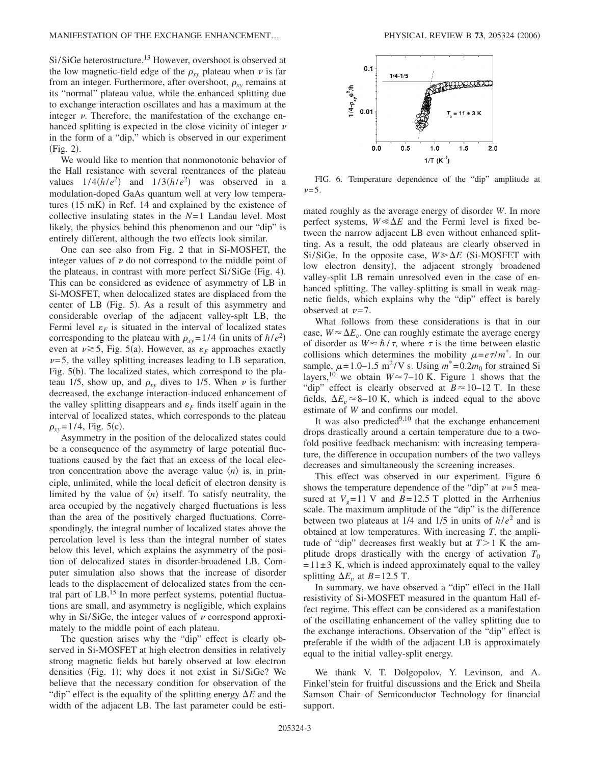Si/SiGe heterostructure.[13] However, overshoot is observed at the low magnetic-field edge of the $\rho_{xy}$ plateau when $\nu$ is far from an integer. Furthermore, after overshoot, $\rho_{xy}$ remains at its "normal" plateau value, while the enhanced splitting due to exchange interaction oscillates and has a maximum at the integer $\nu$. Therefore, the manifestation of the exchange enhanced splitting is expected in the close vicinity of integer $\nu$ in the form of a "dip," which is observed in our experiment (Fig. 2).

We would like to mention that nonmonotonic behavior of the Hall resistance with several reentrances of the plateau values $1/4(h/e^2)$ and $1/3(h/e^2)$ was observed in a modulation-doped GaAs quantum well at very low temperatures (15 mK) in Ref. 14 and explained by the existence of collective insulating states in the $N=1$ Landau level. Most likely, the physics behind this phenomenon and our "dip" is entirely different, although the two effects look similar.

One can see also from Fig. 2 that in Si-MOSFET, the integer values of $\nu$ do not correspond to the middle point of the plateaus, in contrast with more perfect Si/SiGe (Fig. 4). This can be considered as evidence of asymmetry of LB in Si-MOSFET, when delocalized states are displaced from the center of LB (Fig. 5). As a result of this asymmetry and considerable overlap of the adjacent valley-splt LB, the Fermi level $\varepsilon_F$ is situated in the interval of localized states corresponding to the plateau with $\rho_{xy}=1/4$ (in units of $h/e^2$) even at $\nu \gtrsim 5$, Fig. 5(a). However, as $\varepsilon_F$ approaches exactly $\nu=5$, the valley splitting increases leading to LB separation, Fig. 5(b). The localized states, which correspond to the plateau 1/5, show up, and $\rho_{xy}$ dives to 1/5. When $\nu$ is further decreased, the exchange interaction-induced enhancement of the valley splitting disappears and $\varepsilon_F$ finds itself again in the interval of localized states, which corresponds to the plateau $\rho_{xy}=1/4$, Fig. 5(c).

Asymmetry in the position of the delocalized states could be a consequence of the asymmetry of large potential fluctuations caused by the fact that an excess of the local electron concentration above the average value $\langle n \rangle$ is, in principle, unlimited, while the local deficit of electron density is limited by the value of $\langle n \rangle$ itself. To satisfy neutrality, the area occupied by the negatively charged fluctuations is less than the area of the positively charged fluctuations. Correspondingly, the integral number of localized states above the percolation level is less than the integral number of states below this level, which explains the asymmetry of the position of delocalized states in disorder-broadened LB. Computer simulation also shows that the increase of disorder leads to the displacement of delocalized states from the central part of LB.[15] In more perfect systems, potential fluctuations are small, and asymmetry is negligible, which explains why in Si/SiGe, the integer values of $\nu$ correspond approximately to the middle point of each plateau.

The question arises why the "dip" effect is clearly observed in Si-MOSFET at high electron densities in relatively strong magnetic fields but barely observed at low electron densities (Fig. 1); why does it not exist in Si/SiGe? We believe that the necessary condition for observation of the "dip" effect is the equality of the splitting energy $\Delta E$ and the width of the adjacent LB. The last parameter could be estimated roughly as the average energy of disorder $W$. In more perfect systems, $W \ll \Delta E$ and the Fermi level is fixed between the narrow adjacent LB even without enhanced splitting. As a result, the odd plateaus are clearly observed in Si/SiGe. In the opposite case, $W \gg \Delta E$ (Si-MOSFET with low electron density), the adjacent strongly broadened valley-split LB remain unresolved even in the case of enhanced splitting. The valley-splitting is small in weak magnetic fields, which explains why the "dip" effect is barely observed at $\nu=7$.

What follows from these considerations is that in our case, $W \approx \Delta E_v$. One can roughly estimate the average energy of disorder as $W \approx \hbar/\tau$, where $\tau$ is the time between elastic collisions which determines the mobility $\mu = e\tau/m^*$. In our sample, $\mu = 1.0$–$1.5\ \mathrm{m^2/V\ s}$. Using $m^* = 0.2m_0$ for strained Si layers,[10] we obtain $W \approx 7$–$10$ K. Figure 1 shows that the "dip" effect is clearly observed at $B \approx 10$–$12$ T. In these fields, $\Delta E_v \approx 8$–$10$ K, which is indeed equal to the above estimate of $W$ and confirms our model.

It was also predicted[9,10] that the exchange enhancement drops drastically around a certain temperature due to a twofold positive feedback mechanism: with increasing temperature, the difference in occupation numbers of the two valleys decreases and simultaneously the screening increases.

This effect was observed in our experiment. Figure 6 shows the temperature dependence of the "dip" at $\nu=5$ measured at $V_g=11$ V and $B=12.5$ T plotted in the Arrhenius scale. The maximum amplitude of the "dip" is the difference between two plateaus at 1/4 and 1/5 in units of $h/e^2$ and is obtained at low temperatures. With increasing $T$, the amplitude of "dip" decreases first weakly but at $T>1$ K the amplitude drops drastically with the energy of activation $T_0 = 11 \pm 3$ K, which is indeed approximately equal to the valley splitting $\Delta E_v$ at $B=12.5$ T.

FIG. 6. Temperature dependence of the "dip" amplitude at $\nu=5$.

In summary, we have observed a "dip" effect in the Hall resistivity of Si-MOSFET measured in the quantum Hall effect regime. This effect can be considered as a manifestation of the oscillating enhancement of the valley splitting due to the exchange interactions. Observation of the "dip" effect is preferable if the width of the adjacent LB is approximately equal to the initial valley-split energy.

We thank V. T. Dolgopolov, Y. Levinson, and A. Finkel'stein for fruitful discussions and the Erick and Sheila Samson Chair of Semiconductor Technology for financial support.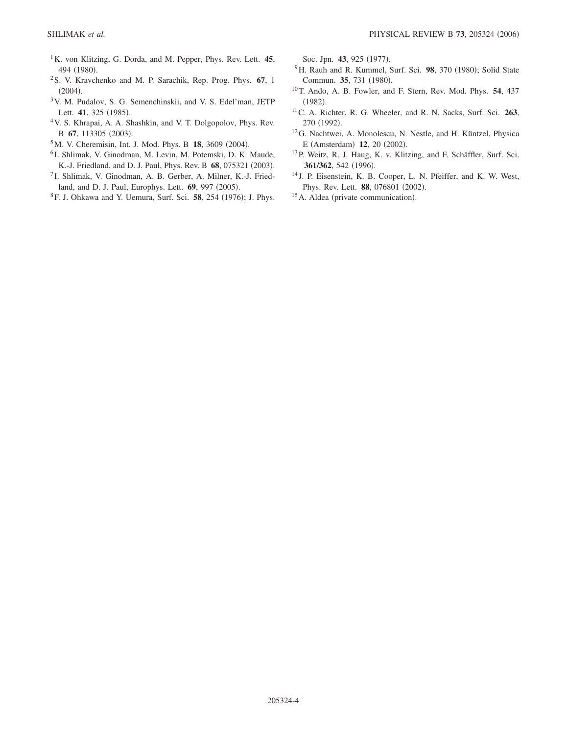[1] K. von Klitzing, G. Dorda, and M. Pepper, Phys. Rev. Lett. **45**, 494 (1980).

[2] S. V. Kravchenko and M. P. Sarachik, Rep. Prog. Phys. **67**, 1 (2004).

[3] V. M. Pudalov, S. G. Semenchinskii, and V. S. Edel'man, JETP Lett. **41**, 325 (1985).

[4] V. S. Khrapai, A. A. Shashkin, and V. T. Dolgopolov, Phys. Rev. B **67**, 113305 (2003).

[5] M. V. Cheremisin, Int. J. Mod. Phys. B **18**, 3609 (2004).

[6] I. Shlimak, V. Ginodman, M. Levin, M. Potemski, D. K. Maude, K.-J. Friedland, and D. J. Paul, Phys. Rev. B **68**, 075321 (2003).

[7] I. Shlimak, V. Ginodman, A. B. Gerber, A. Milner, K.-J. Friedland, and D. J. Paul, Europhys. Lett. **69**, 997 (2005).

[8] F. J. Ohkawa and Y. Uemura, Surf. Sci. **58**, 254 (1976); J. Phys. Soc. Jpn. **43**, 925 (1977).

[9] H. Rauh and R. Kummel, Surf. Sci. **98**, 370 (1980); Solid State Commun. **35**, 731 (1980).

[10] T. Ando, A. B. Fowler, and F. Stern, Rev. Mod. Phys. **54**, 437 (1982).

[11] C. A. Richter, R. G. Wheeler, and R. N. Sacks, Surf. Sci. **263**, 270 (1992).

[12] G. Nachtwei, A. Monolescu, N. Nestle, and H. Küntzel, Physica E (Amsterdam) **12**, 20 (2002).

[13] P. Weitz, R. J. Haug, K. v. Klitzing, and F. Schäffler, Surf. Sci. **361/362**, 542 (1996).

[14] J. P. Eisenstein, K. B. Cooper, L. N. Pfeiffer, and K. W. West, Phys. Rev. Lett. **88**, 076801 (2002).

[15] A. Aldea (private communication).